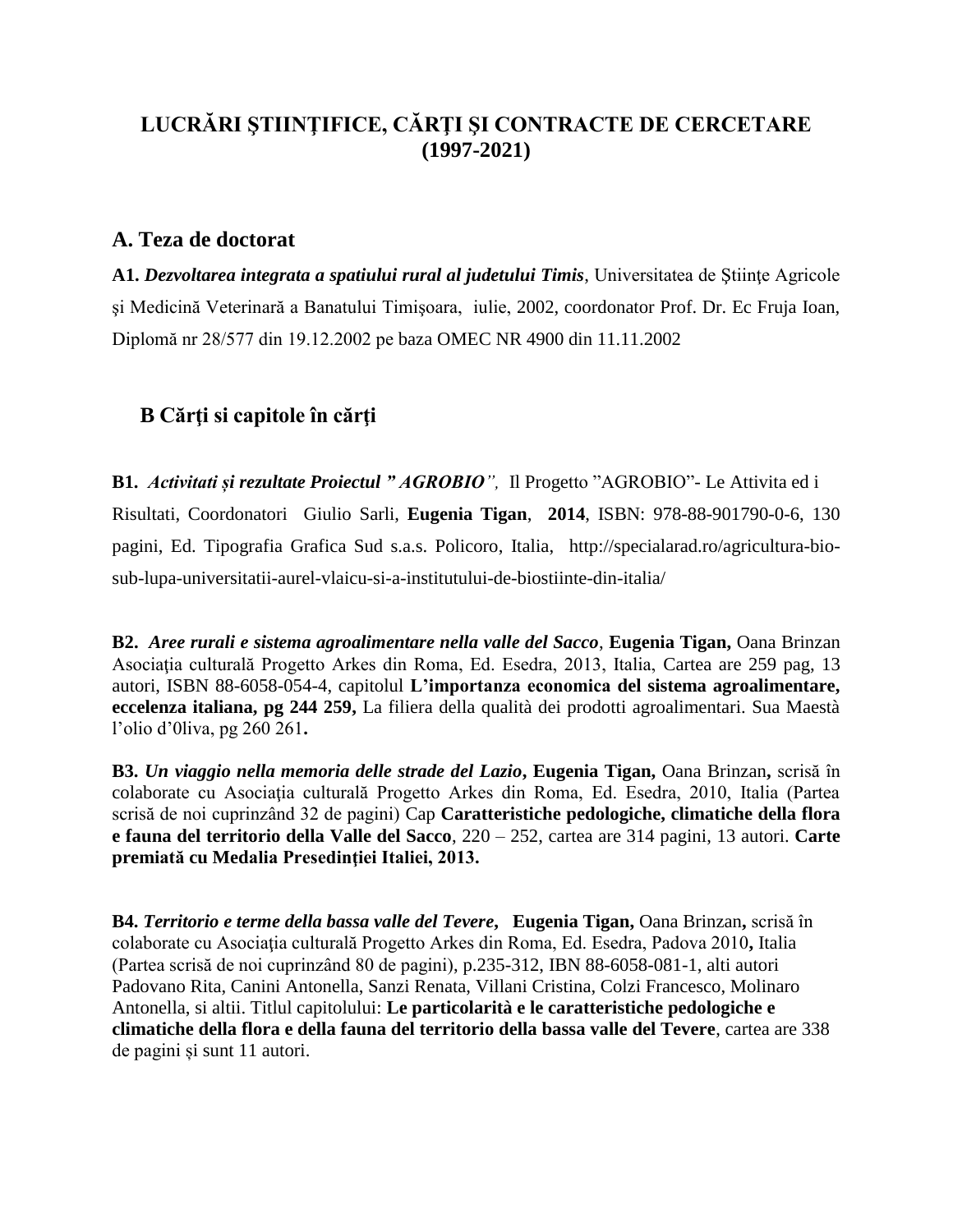# LUCRĂRI ŞTIINŢIFICE, CĂRŢI ŞI CONTRACTE DE CERCETARE (1997-2021)

## A. Teza de doctorat

**A1.** ***Dezvoltarea integrata a spatiului rural al judetului Timis***, Universitatea de Ştiinţe Agricole şi Medicină Veterinară a Banatului Timişoara, iulie, 2002, coordonator Prof. Dr. Ec Fruja Ioan, Diplomă nr 28/577 din 19.12.2002 pe baza OMEC NR 4900 din 11.11.2002

## B Cărţi si capitole în cărţi

**B1.** ***Activitati și rezultate Proiectul " AGROBIO",*** Il Progetto "AGROBIO"- Le Attivita ed i Risultati, Coordonatori Giulio Sarli, **Eugenia Tigan**, **2014**, ISBN: 978-88-901790-0-6, 130 pagini, Ed. Tipografia Grafica Sud s.a.s. Policoro, Italia, http://specialarad.ro/agricultura-bio-sub-lupa-universitatii-aurel-vlaicu-si-a-institutului-de-biostiinte-din-italia/

**B2.** ***Aree rurali e sistema agroalimentare nella valle del Sacco***, **Eugenia Tigan,** Oana Brinzan Asociaţia culturală Progetto Arkes din Roma, Ed. Esedra, 2013, Italia, Cartea are 259 pag, 13 autori, ISBN 88-6058-054-4, capitolul **L'importanza economica del sistema agroalimentare, eccelenza italiana, pg 244 259,** La filiera della qualità dei prodotti agroalimentari. Sua Maestà l'olio d'0liva, pg 260 261**.**

**B3.** ***Un viaggio nella memoria delle strade del Lazio***, **Eugenia Tigan,** Oana Brinzan**,** scrisă în colaborate cu Asociaţia culturală Progetto Arkes din Roma, Ed. Esedra, 2010, Italia (Partea scrisă de noi cuprinzând 32 de pagini) Cap **Caratteristiche pedologiche, climatiche della flora e fauna del territorio della Valle del Sacco**, 220 – 252, cartea are 314 pagini, 13 autori. **Carte premiată cu Medalia Presedinției Italiei, 2013.**

**B4.** ***Territorio e terme della bassa valle del Tevere***, **Eugenia Tigan,** Oana Brinzan**,** scrisă în colaborate cu Asociaţia culturală Progetto Arkes din Roma, Ed. Esedra, Padova 2010**,** Italia (Partea scrisă de noi cuprinzând 80 de pagini), p.235-312, IBN 88-6058-081-1, alti autori Padovano Rita, Canini Antonella, Sanzi Renata, Villani Cristina, Colzi Francesco, Molinaro Antonella, si altii. Titlul capitolului: **Le particolarità e le caratteristiche pedologiche e climatiche della flora e della fauna del territorio della bassa valle del Tevere**, cartea are 338 de pagini și sunt 11 autori.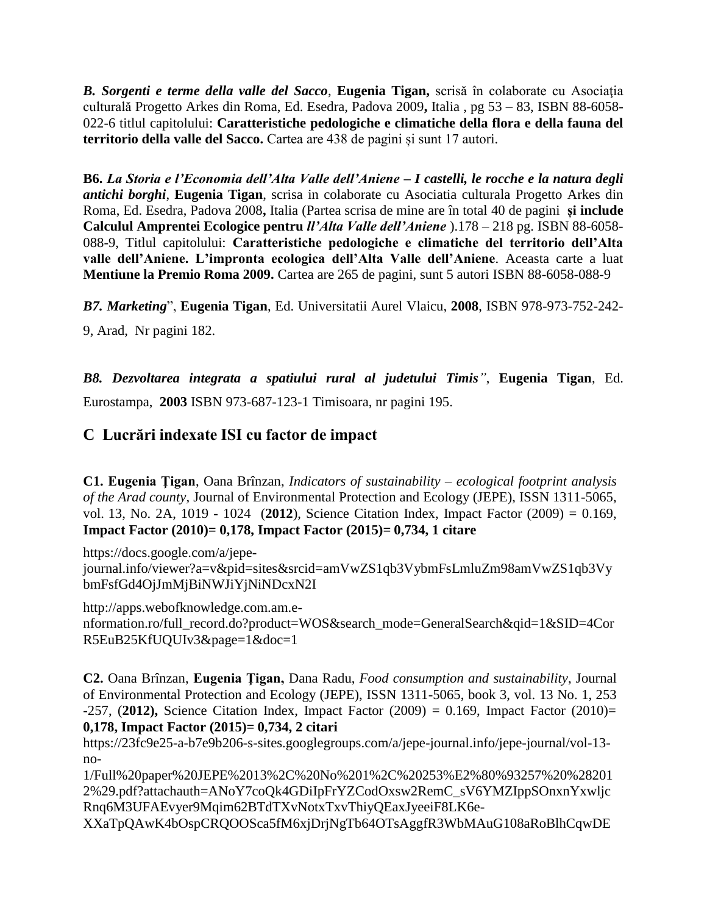***B. Sorgenti e terme della valle del Sacco***, **Eugenia Tigan,** scrisă în colaborate cu Asociația culturală Progetto Arkes din Roma, Ed. Esedra, Padova 2009**,** Italia , pg 53 – 83, ISBN 88-6058-022-6 titlul capitolului: **Caratteristiche pedologiche e climatiche della flora e della fauna del territorio della valle del Sacco.** Cartea are 438 de pagini și sunt 17 autori.

**B6.** ***La Storia e l'Economia dell'Alta Valle dell'Aniene – I castelli, le rocche e la natura degli antichi borghi***, **Eugenia Tigan**, scrisa in colaborate cu Asociatia culturala Progetto Arkes din Roma, Ed. Esedra, Padova 2008**,** Italia (Partea scrisa de mine are în total 40 de pagini **și include Calculul Amprentei Ecologice pentru *ll'Alta Valle dell'Aniene*** ).178 – 218 pg. ISBN 88-6058-088-9, Titlul capitolului: **Caratteristiche pedologiche e climatiche del territorio dell'Alta valle dell'Aniene. L'impronta ecologica dell'Alta Valle dell'Aniene**. Aceasta carte a luat **Mentiune la Premio Roma 2009.** Cartea are 265 de pagini, sunt 5 autori ISBN 88-6058-088-9

***B7. Marketing***", **Eugenia Tigan**, Ed. Universitatii Aurel Vlaicu, **2008**, ISBN 978-973-752-242-9, Arad, Nr pagini 182.

***B8. Dezvoltarea integrata a spatiului rural al judetului Timis"***, **Eugenia Tigan**, Ed. Eurostampa, **2003** ISBN 973-687-123-1 Timisoara, nr pagini 195.

## C Lucrări indexate ISI cu factor de impact

**C1. Eugenia Țigan**, Oana Brînzan, *Indicators of sustainability – ecological footprint analysis of the Arad county*, Journal of Environmental Protection and Ecology (JEPE), ISSN 1311-5065, vol. 13, No. 2A, 1019 - 1024 (**2012**), Science Citation Index, Impact Factor (2009) = 0.169, **Impact Factor (2010)= 0,178, Impact Factor (2015)= 0,734, 1 citare**

https://docs.google.com/a/jepe-journal.info/viewer?a=v&pid=sites&srcid=amVwZS1qb3VybmFsLmluZm98amVwZS1qb3VybmFsfGd4OjJmMjBiNWJiYjNiNDcxN2I

http://apps.webofknowledge.com.am.e-nformation.ro/full_record.do?product=WOS&search_mode=GeneralSearch&qid=1&SID=4CorR5EuB25KfUQUIv3&page=1&doc=1

**C2.** Oana Brînzan, **Eugenia Țigan,** Dana Radu, *Food consumption and sustainability*, Journal of Environmental Protection and Ecology (JEPE), ISSN 1311-5065, book 3, vol. 13 No. 1, 253 -257, (**2012),** Science Citation Index, Impact Factor (2009) = 0.169, Impact Factor (2010)= **0,178, Impact Factor (2015)= 0,734, 2 citari**

https://23fc9e25-a-b7e9b206-s-sites.googlegroups.com/a/jepe-journal.info/jepe-journal/vol-13-no-1/Full%20paper%20JEPE%2013%2C%20No%201%2C%20253%E2%80%93257%20%282012%29.pdf?attachauth=ANoY7coQk4GDiIpFrYZCodOxsw2RemC_sV6YMZIppSOnxnYxwljcRnq6M3UFAEvyer9Mqim62BTdTXvNotxTxvThiyQEaxJyeeiF8LK6e-XXaTpQAwK4bOspCRQOOSca5fM6xjDrjNgTb64OTsAggfR3WbMAuG108aRoBlhCqwDE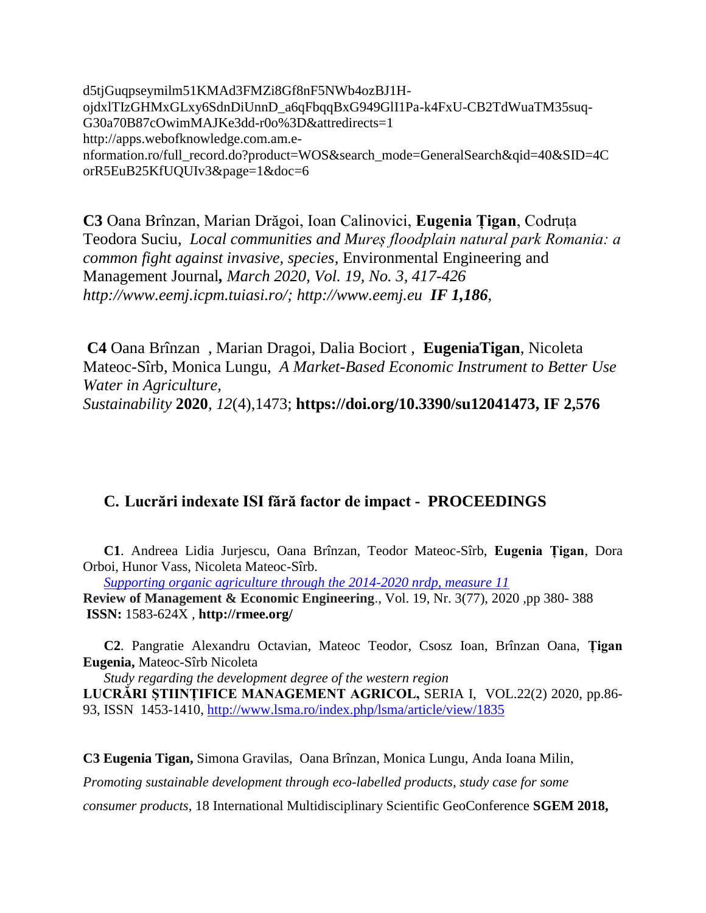d5tjGuqpseymilm51KMAd3FMZi8Gf8nF5NWb4ozBJ1H-ojdxlTIzGHMxGLxy6SdnDiUnnD_a6qFbqqBxG949GlI1Pa-k4FxU-CB2TdWuaTM35suq-G30a70B87cOwimMAJKe3dd-r0o%3D&attredirects=1
http://apps.webofknowledge.com.am.e-nformation.ro/full_record.do?product=WOS&search_mode=GeneralSearch&qid=40&SID=4CorR5EuB25KfUQUIv3&page=1&doc=6

**C3** Oana Brînzan, Marian Drăgoi, Ioan Calinovici, **Eugenia Țigan**, Codruța Teodora Suciu, *Local communities and Mureș floodplain natural park Romania: a common fight against invasive, species*, Environmental Engineering and Management Journal**,** *March 2020, Vol. 19, No. 3, 417-426 http://www.eemj.icpm.tuiasi.ro/; http://www.eemj.eu* ***IF 1,186****,*

**C4** Oana Brînzan , Marian Dragoi, Dalia Bociort , **EugeniaTigan**, Nicoleta Mateoc-Sîrb, Monica Lungu, *A Market-Based Economic Instrument to Better Use Water in Agriculture,*
*Sustainability* **2020**, *12*(4),1473; **https://doi.org/10.3390/su12041473, IF 2,576**

## C. Lucrări indexate ISI fără factor de impact - PROCEEDINGS

**C1**. Andreea Lidia Jurjescu, Oana Brînzan, Teodor Mateoc-Sîrb, **Eugenia Țigan**, Dora Orboi, Hunor Vass, Nicoleta Mateoc-Sîrb.
*Supporting organic agriculture through the 2014-2020 nrdp, measure 11*
**Review of Management & Economic Engineering**., Vol. 19, Nr. 3(77), 2020 ,pp 380- 388
**ISSN:** 1583-624X , **http://rmee.org/**

**C2**. Pangratie Alexandru Octavian, Mateoc Teodor, Csosz Ioan, Brînzan Oana, **Țigan Eugenia,** Mateoc-Sîrb Nicoleta
*Study regarding the development degree of the western region*
**LUCRĂRI ȘTIINȚIFICE MANAGEMENT AGRICOL,** SERIA I, VOL.22(2) 2020, pp.86-93, ISSN 1453-1410, http://www.lsma.ro/index.php/lsma/article/view/1835

**C3 Eugenia Tigan,** Simona Gravilas, Oana Brînzan, Monica Lungu, Anda Ioana Milin,
*Promoting sustainable development through eco-labelled products, study case for some consumer products,* 18 International Multidisciplinary Scientific GeoConference **SGEM 2018,**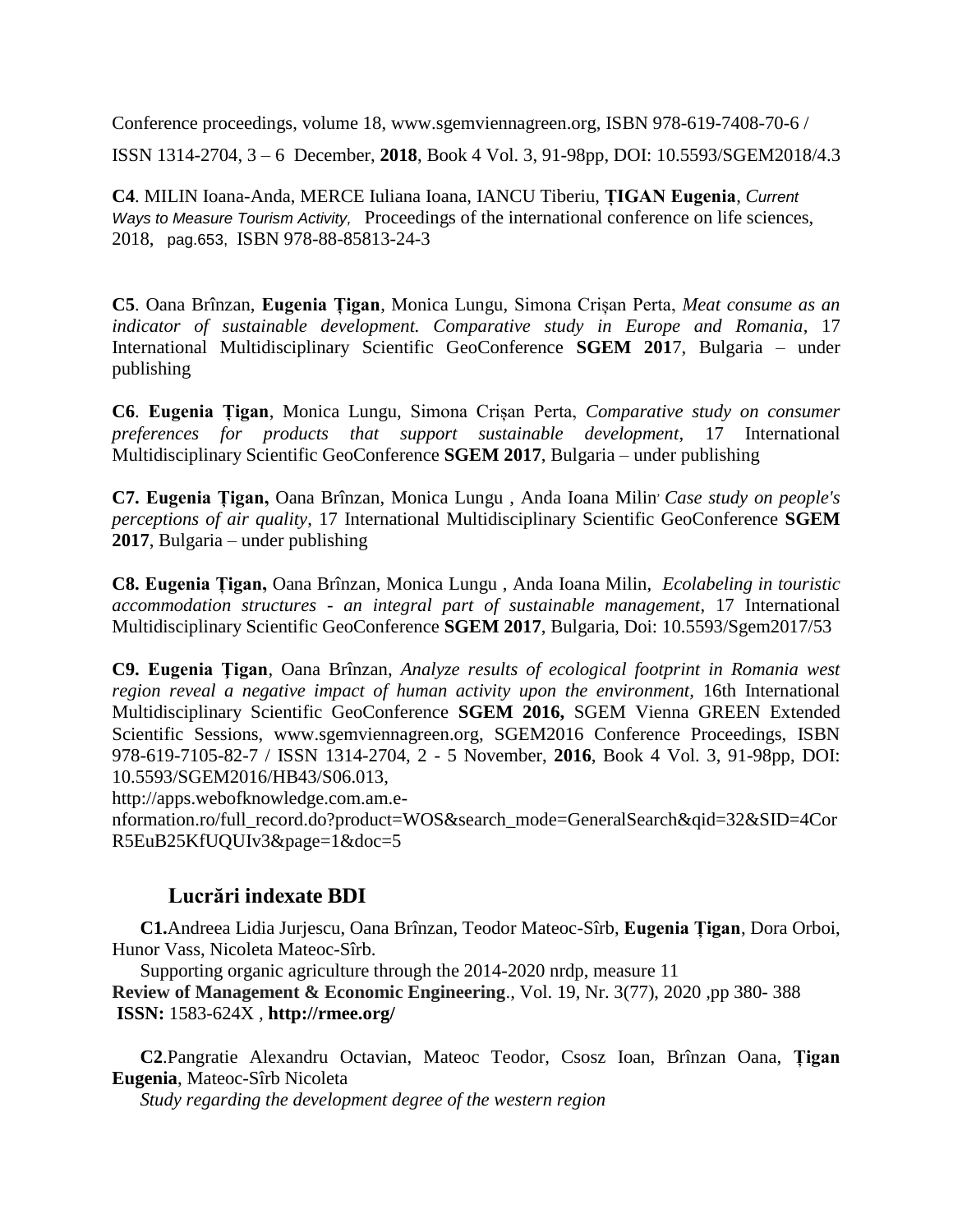Conference proceedings, volume 18, www.sgemviennagreen.org, ISBN 978-619-7408-70-6 / ISSN 1314-2704, 3 – 6 December, **2018**, Book 4 Vol. 3, 91-98pp, DOI: 10.5593/SGEM2018/4.3

**C4**. MILIN Ioana-Anda, MERCE Iuliana Ioana, IANCU Tiberiu, **ȚIGAN Eugenia**, *Current Ways to Measure Tourism Activity,* Proceedings of the international conference on life sciences, 2018, pag.653, ISBN 978-88-85813-24-3

**C5**. Oana Brînzan, **Eugenia Țigan**, Monica Lungu, Simona Crișan Perta, *Meat consume as an indicator of sustainable development. Comparative study in Europe and Romania*, 17 International Multidisciplinary Scientific GeoConference **SGEM 201**7, Bulgaria – under publishing

**C6**. **Eugenia Țigan**, Monica Lungu, Simona Crișan Perta, *Comparative study on consumer preferences for products that support sustainable development*, 17 International Multidisciplinary Scientific GeoConference **SGEM 2017**, Bulgaria – under publishing

**C7. Eugenia Țigan,** Oana Brînzan, Monica Lungu , Anda Ioana Milin' *Case study on people's perceptions of air quality,* 17 International Multidisciplinary Scientific GeoConference **SGEM 2017**, Bulgaria – under publishing

**C8. Eugenia Țigan,** Oana Brînzan, Monica Lungu , Anda Ioana Milin, *Ecolabeling in touristic accommodation structures - an integral part of sustainable management*, 17 International Multidisciplinary Scientific GeoConference **SGEM 2017**, Bulgaria, Doi: 10.5593/Sgem2017/53

**C9. Eugenia Țigan**, Oana Brînzan, *Analyze results of ecological footprint in Romania west region reveal a negative impact of human activity upon the environment,* 16th International Multidisciplinary Scientific GeoConference **SGEM 2016,** SGEM Vienna GREEN Extended Scientific Sessions, www.sgemviennagreen.org, SGEM2016 Conference Proceedings, ISBN 978-619-7105-82-7 / ISSN 1314-2704, 2 - 5 November, **2016**, Book 4 Vol. 3, 91-98pp, DOI: 10.5593/SGEM2016/HB43/S06.013,
http://apps.webofknowledge.com.am.e-nformation.ro/full_record.do?product=WOS&search_mode=GeneralSearch&qid=32&SID=4CorR5EuB25KfUQUIv3&page=1&doc=5

## Lucrări indexate BDI

**C1.**Andreea Lidia Jurjescu, Oana Brînzan, Teodor Mateoc-Sîrb, **Eugenia Țigan**, Dora Orboi, Hunor Vass, Nicoleta Mateoc-Sîrb.

Supporting organic agriculture through the 2014-2020 nrdp, measure 11
**Review of Management & Economic Engineering**., Vol. 19, Nr. 3(77), 2020 ,pp 380- 388
**ISSN:** 1583-624X , **http://rmee.org/**

**C2**.Pangratie Alexandru Octavian, Mateoc Teodor, Csosz Ioan, Brînzan Oana, **Țigan Eugenia**, Mateoc-Sîrb Nicoleta

*Study regarding the development degree of the western region*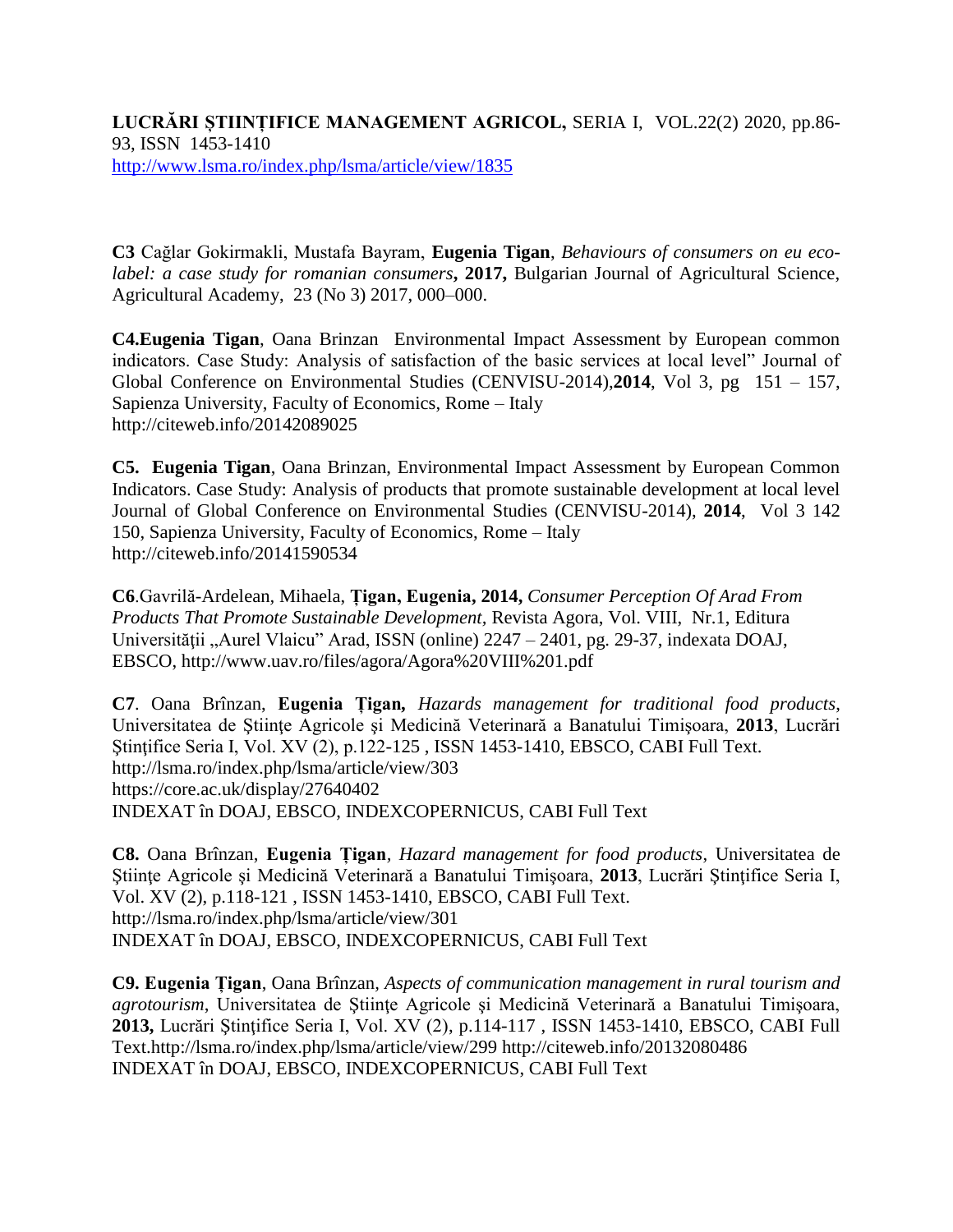**LUCRĂRI ȘTIINȚIFICE MANAGEMENT AGRICOL,** SERIA I, VOL.22(2) 2020, pp.86-93, ISSN 1453-1410
http://www.lsma.ro/index.php/lsma/article/view/1835

**C3** Cağlar Gokirmakli, Mustafa Bayram, **Eugenia Tigan**, *Behaviours of consumers on eu eco-label: a case study for romanian consumers***, 2017,** Bulgarian Journal of Agricultural Science, Agricultural Academy, 23 (No 3) 2017, 000–000.

**C4.Eugenia Tigan**, Oana Brinzan Environmental Impact Assessment by European common indicators. Case Study: Analysis of satisfaction of the basic services at local level" Journal of Global Conference on Environmental Studies (CENVISU-2014),**2014**, Vol 3, pg 151 – 157, Sapienza University, Faculty of Economics, Rome – Italy
http://citeweb.info/20142089025

**C5. Eugenia Tigan**, Oana Brinzan, Environmental Impact Assessment by European Common Indicators. Case Study: Analysis of products that promote sustainable development at local level Journal of Global Conference on Environmental Studies (CENVISU-2014), **2014**, Vol 3 142 150, Sapienza University, Faculty of Economics, Rome – Italy
http://citeweb.info/20141590534

**C6**.Gavrilă-Ardelean, Mihaela, **Țigan, Eugenia, 2014,** *Consumer Perception Of Arad From Products That Promote Sustainable Development,* Revista Agora, Vol. VIII, Nr.1, Editura Universității „Aurel Vlaicu" Arad, ISSN (online) 2247 – 2401, pg. 29-37, indexata DOAJ, EBSCO, http://www.uav.ro/files/agora/Agora%20VIII%201.pdf

**C7**. Oana Brînzan, **Eugenia Țigan,** *Hazards management for traditional food products,* Universitatea de Ştiinţe Agricole şi Medicină Veterinară a Banatului Timişoara, **2013**, Lucrări Ştinţifice Seria I, Vol. XV (2), p.122-125 , ISSN 1453-1410, EBSCO, CABI Full Text.
http://lsma.ro/index.php/lsma/article/view/303
https://core.ac.uk/display/27640402
INDEXAT în DOAJ, EBSCO, INDEXCOPERNICUS, CABI Full Text

**C8.** Oana Brînzan, **Eugenia Țigan**, *Hazard management for food products*, Universitatea de Ştiinţe Agricole şi Medicină Veterinară a Banatului Timişoara, **2013**, Lucrări Ştinţifice Seria I, Vol. XV (2), p.118-121 , ISSN 1453-1410, EBSCO, CABI Full Text.
http://lsma.ro/index.php/lsma/article/view/301
INDEXAT în DOAJ, EBSCO, INDEXCOPERNICUS, CABI Full Text

**C9. Eugenia Țigan**, Oana Brînzan, *Aspects of communication management in rural tourism and agrotourism*, Universitatea de Ştiinţe Agricole şi Medicină Veterinară a Banatului Timişoara, **2013,** Lucrări Ştinţifice Seria I, Vol. XV (2), p.114-117 , ISSN 1453-1410, EBSCO, CABI Full Text.http://lsma.ro/index.php/lsma/article/view/299 http://citeweb.info/20132080486
INDEXAT în DOAJ, EBSCO, INDEXCOPERNICUS, CABI Full Text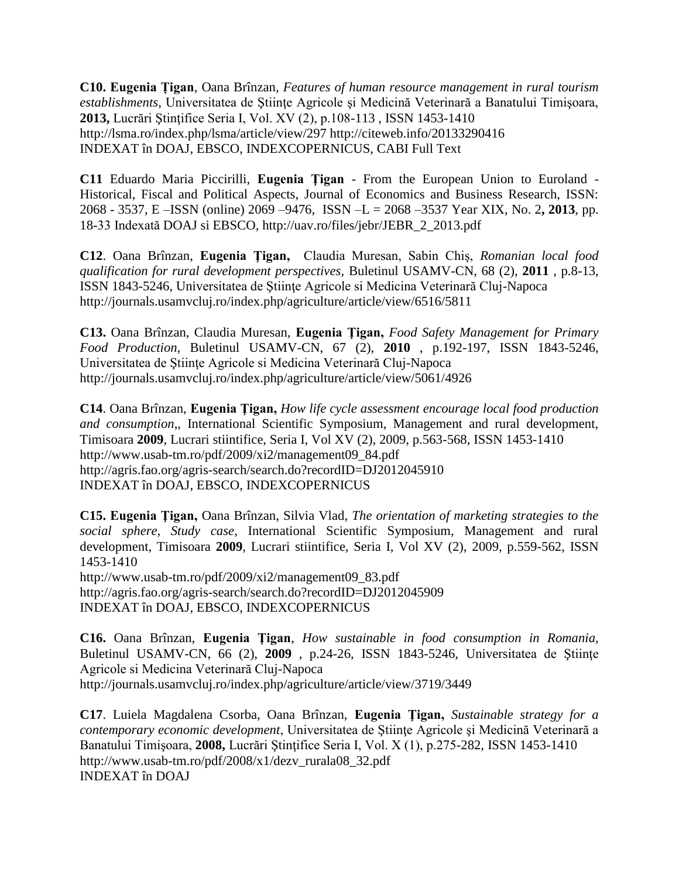**C10. Eugenia Ţigan**, Oana Brînzan, *Features of human resource management in rural tourism establishments*, Universitatea de Ştiinţe Agricole şi Medicină Veterinară a Banatului Timişoara, **2013,** Lucrări Ştinţifice Seria I, Vol. XV (2), p.108-113 , ISSN 1453-1410
http://lsma.ro/index.php/lsma/article/view/297 http://citeweb.info/20133290416
INDEXAT în DOAJ, EBSCO, INDEXCOPERNICUS, CABI Full Text

**C11** Eduardo Maria Piccirilli, **Eugenia Ţigan** - From the European Union to Euroland - Historical, Fiscal and Political Aspects, Journal of Economics and Business Research, ISSN: 2068 - 3537, E –ISSN (online) 2069 –9476, ISSN –L = 2068 –3537 Year XIX, No. 2**, 2013**, pp. 18-33 Indexată DOAJ si EBSCO, http://uav.ro/files/jebr/JEBR_2_2013.pdf

**C12**. Oana Brînzan, **Eugenia Ţigan,** Claudia Muresan, Sabin Chiş, *Romanian local food qualification for rural development perspectives,* Buletinul USAMV-CN, 68 (2), **2011** , p.8-13, ISSN 1843-5246, Universitatea de Ştiinţe Agricole si Medicina Veterinară Cluj-Napoca
http://journals.usamvcluj.ro/index.php/agriculture/article/view/6516/5811

**C13.** Oana Brînzan, Claudia Muresan, **Eugenia Ţigan,** *Food Safety Management for Primary Food Production*, Buletinul USAMV-CN, 67 (2), **2010** , p.192-197, ISSN 1843-5246, Universitatea de Ştiinţe Agricole si Medicina Veterinară Cluj-Napoca
http://journals.usamvcluj.ro/index.php/agriculture/article/view/5061/4926

**C14**. Oana Brînzan, **Eugenia Ţigan,** *How life cycle assessment encourage local food production and consumption*,, International Scientific Symposium, Management and rural development, Timisoara **2009**, Lucrari stiintifice, Seria I, Vol XV (2), 2009, p.563-568, ISSN 1453-1410
http://www.usab-tm.ro/pdf/2009/xi2/management09_84.pdf
http://agris.fao.org/agris-search/search.do?recordID=DJ2012045910
INDEXAT în DOAJ, EBSCO, INDEXCOPERNICUS

**C15. Eugenia Ţigan,** Oana Brînzan, Silvia Vlad, *The orientation of marketing strategies to the social sphere, Study case,* International Scientific Symposium, Management and rural development, Timisoara **2009**, Lucrari stiintifice, Seria I, Vol XV (2), 2009, p.559-562, ISSN 1453-1410
http://www.usab-tm.ro/pdf/2009/xi2/management09_83.pdf
http://agris.fao.org/agris-search/search.do?recordID=DJ2012045909
INDEXAT în DOAJ, EBSCO, INDEXCOPERNICUS

**C16.** Oana Brînzan, **Eugenia Ţigan**, *How sustainable in food consumption in Romania,* Buletinul USAMV-CN, 66 (2), **2009** , p.24-26, ISSN 1843-5246, Universitatea de Ştiinţe Agricole si Medicina Veterinară Cluj-Napoca
http://journals.usamvcluj.ro/index.php/agriculture/article/view/3719/3449

**C17**. Luiela Magdalena Csorba, Oana Brînzan, **Eugenia Ţigan,** *Sustainable strategy for a contemporary economic development*, Universitatea de Ştiinţe Agricole şi Medicină Veterinară a Banatului Timişoara, **2008,** Lucrări Ştinţifice Seria I, Vol. X (1), p.275-282, ISSN 1453-1410
http://www.usab-tm.ro/pdf/2008/x1/dezv_rurala08_32.pdf
INDEXAT în DOAJ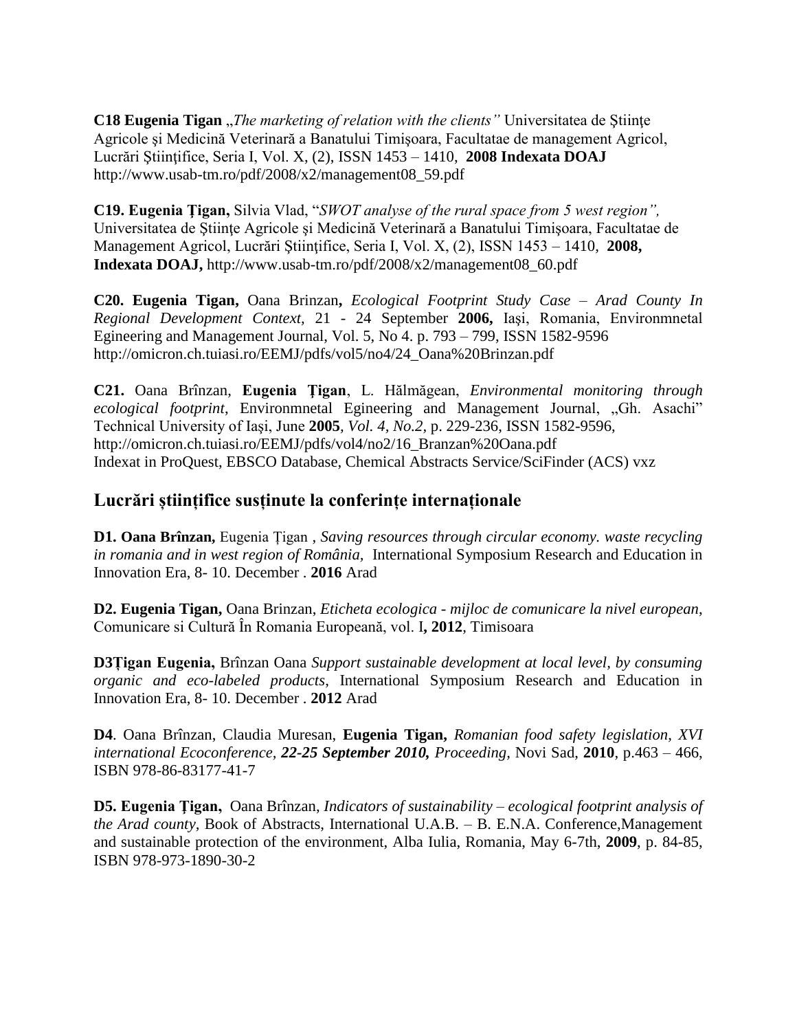**C18 Eugenia Tigan** „*The marketing of relation with the clients"* Universitatea de Științe Agricole şi Medicină Veterinară a Banatului Timişoara, Facultatae de management Agricol, Lucrări Ştiinţifice, Seria I, Vol. X, (2), ISSN 1453 – 1410, **2008 Indexata DOAJ** http://www.usab-tm.ro/pdf/2008/x2/management08_59.pdf

**C19. Eugenia Ţigan,** Silvia Vlad, "*SWOT analyse of the rural space from 5 west region",* Universitatea de Științe Agricole şi Medicină Veterinară a Banatului Timişoara, Facultatae de Management Agricol, Lucrări Ştiinţifice, Seria I, Vol. X, (2), ISSN 1453 – 1410, **2008, Indexata DOAJ,** http://www.usab-tm.ro/pdf/2008/x2/management08_60.pdf

**C20. Eugenia Tigan,** Oana Brinzan**,** *Ecological Footprint Study Case – Arad County In Regional Development Context,* 21 - 24 September **2006,** Iaşi, Romania, Environmnetal Egineering and Management Journal, Vol. 5, No 4. p. 793 – 799, ISSN 1582-9596 http://omicron.ch.tuiasi.ro/EEMJ/pdfs/vol5/no4/24_Oana%20Brinzan.pdf

**C21.** Oana Brînzan, **Eugenia Ţigan**, L. Hălmăgean, *Environmental monitoring through ecological footprint*, Environmnetal Egineering and Management Journal, „Gh. Asachi" Technical University of Iaşi, June **2005**, *Vol. 4, No.2*, p. 229-236, ISSN 1582-9596, http://omicron.ch.tuiasi.ro/EEMJ/pdfs/vol4/no2/16_Branzan%20Oana.pdf
Indexat in ProQuest, EBSCO Database, Chemical Abstracts Service/SciFinder (ACS) vxz

## Lucrări științifice susținute la conferințe internaționale

**D1. Oana Brînzan,** Eugenia Țigan , *Saving resources through circular economy. waste recycling in romania and in west region of România,* International Symposium Research and Education in Innovation Era, 8- 10. December . **2016** Arad

**D2. Eugenia Tigan,** Oana Brinzan, *Eticheta ecologica - mijloc de comunicare la nivel european,* Comunicare si Cultură În Romania Europeană, vol. I**, 2012**, Timisoara

**D3Ţigan Eugenia,** Brînzan Oana *Support sustainable development at local level, by consuming organic and eco-labeled products,* International Symposium Research and Education in Innovation Era, 8- 10. December . **2012** Arad

**D4**. Oana Brînzan, Claudia Muresan, **Eugenia Tigan,** *Romanian food safety legislation, XVI international Ecoconference, **22-25 September 2010,** Proceeding,* Novi Sad, **2010**, p.463 – 466, ISBN 978-86-83177-41-7

**D5. Eugenia Ţigan,** Oana Brînzan, *Indicators of sustainability – ecological footprint analysis of the Arad county,* Book of Abstracts, International U.A.B. – B. E.N.A. Conference,Management and sustainable protection of the environment, Alba Iulia, Romania, May 6-7th, **2009**, p. 84-85, ISBN 978-973-1890-30-2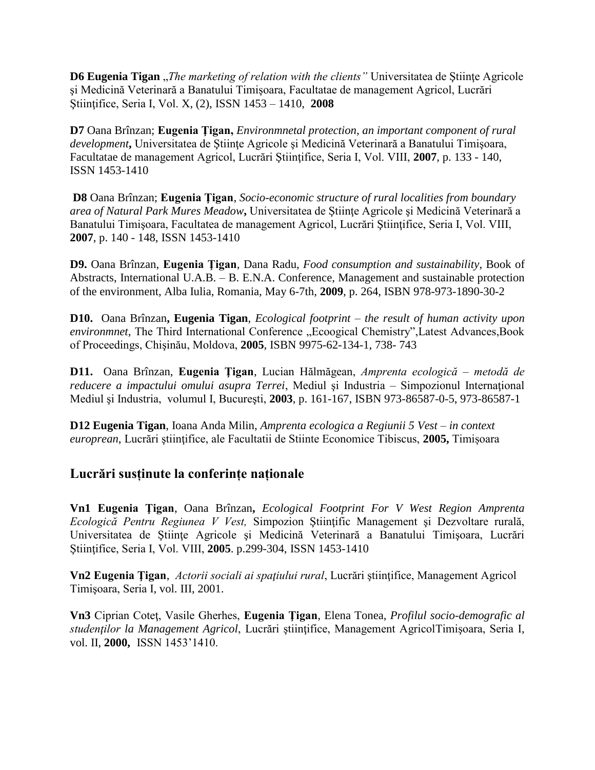**D6 Eugenia Tigan** „*The marketing of relation with the clients”* Universitatea de Ştiinţe Agricole şi Medicină Veterinară a Banatului Timişoara, Facultatae de management Agricol, Lucrări Ştiinţifice, Seria I, Vol. X, (2), ISSN 1453 – 1410, **2008**

**D7** Oana Brînzan; **Eugenia Ţigan,** *Environmnetal protection, an important component of rural development***,** Universitatea de Ştiinţe Agricole şi Medicină Veterinară a Banatului Timişoara, Facultatae de management Agricol, Lucrări Ştiinţifice, Seria I, Vol. VIII, **2007**, p. 133 - 140, ISSN 1453-1410

**D8** Oana Brînzan; **Eugenia Ţigan**, *Socio-economic structure of rural localities from boundary area of Natural Park Mures Meadow***,** Universitatea de Ştiinţe Agricole şi Medicină Veterinară a Banatului Timişoara, Facultatea de management Agricol, Lucrări Ştiinţifice, Seria I, Vol. VIII, **2007**, p. 140 - 148, ISSN 1453-1410

**D9.** Oana Brînzan, **Eugenia Ţigan**, Dana Radu, *Food consumption and sustainability*, Book of Abstracts, International U.A.B. – B. E.N.A. Conference, Management and sustainable protection of the environment, Alba Iulia, Romania, May 6-7th, **2009**, p. 264, ISBN 978-973-1890-30-2

**D10.** Oana Brînzan**, Eugenia Tigan**, *Ecological footprint – the result of human activity upon environmnet*, The Third International Conference „Ecoogical Chemistry”,Latest Advances,Book of Proceedings, Chişinău, Moldova, **2005**, ISBN 9975-62-134-1, 738- 743

**D11.** Oana Brînzan, **Eugenia Ţigan**, Lucian Hălmăgean, *Amprenta ecologică – metodă de reducere a impactului omului asupra Terrei*, Mediul şi Industria – Simpozionul Internaţional Mediul şi Industria, volumul I, Bucureşti, **2003**, p. 161-167, ISBN 973-86587-0-5, 973-86587-1

**D12 Eugenia Tigan**, Ioana Anda Milin, *Amprenta ecologica a Regiunii 5 Vest – in context european*, Lucrări ştiinţifice, ale Facultatii de Stiinte Economice Tibiscus, **2005,** Timișoara

## Lucrări susținute la conferințe naționale

**Vn1 Eugenia Ţigan**, Oana Brînzan**,** *Ecological Footprint For V West Region Amprenta Ecologică Pentru Regiunea V Vest,* Simpozion Ştiinţific Management şi Dezvoltare rurală, Universitatea de Ştiinţe Agricole şi Medicină Veterinară a Banatului Timişoara, Lucrări Ştiinţifice, Seria I, Vol. VIII, **2005**. p.299-304, ISSN 1453-1410

**Vn2 Eugenia Ţigan**, *Actorii sociali ai spaţiului rural*, Lucrări ştiinţifice, Management Agricol Timişoara, Seria I, vol. III, 2001.

**Vn3** Ciprian Coteţ, Vasile Gherhes, **Eugenia Ţigan**, Elena Tonea, *Profilul socio-demografic al studenţilor la Management Agricol*, Lucrări ştiinţifice, Management AgricolTimişoara, Seria I, vol. II, **2000,** ISSN 1453’1410.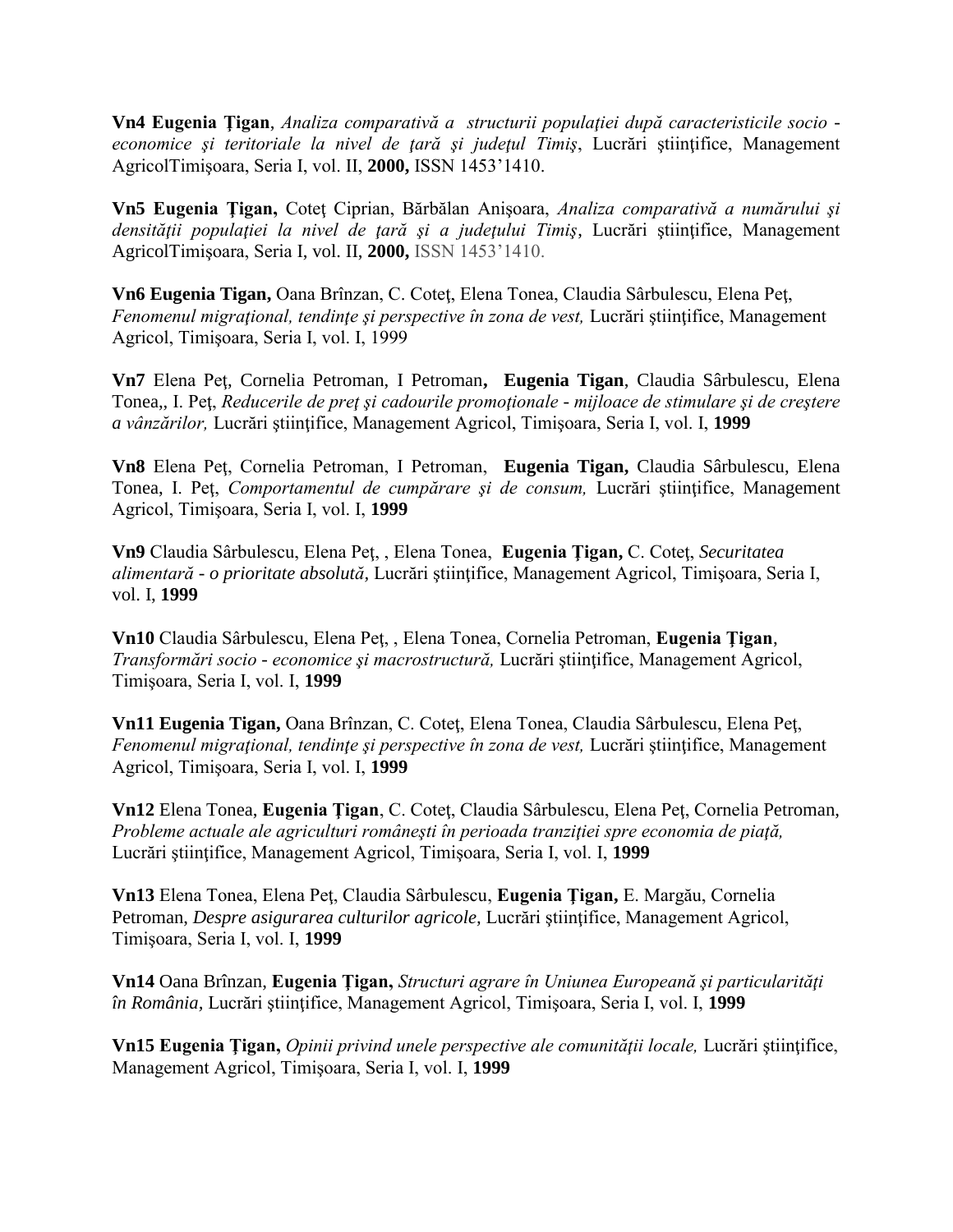**Vn4 Eugenia Ţigan**, *Analiza comparativă a structurii populaţiei după caracteristicile socio - economice şi teritoriale la nivel de ţară şi judeţul Timiş*, Lucrări ştiinţifice, Management AgricolTimişoara, Seria I, vol. II, **2000,** ISSN 1453'1410.

**Vn5 Eugenia Ţigan,** Coteţ Ciprian, Bărbălan Anişoara, *Analiza comparativă a numărului şi densităţii populaţiei la nivel de ţară şi a judeţului Timiş*, Lucrări ştiinţifice, Management AgricolTimişoara, Seria I, vol. II, **2000,** ISSN 1453'1410.

**Vn6 Eugenia Tigan,** Oana Brînzan, C. Coteţ, Elena Tonea, Claudia Sârbulescu, Elena Peţ, *Fenomenul migraţional, tendinţe şi perspective în zona de vest,* Lucrări ştiinţifice, Management Agricol, Timişoara, Seria I, vol. I, 1999

**Vn7** Elena Peţ, Cornelia Petroman, I Petroman, **Eugenia Tigan**, Claudia Sârbulescu, Elena Tonea,, I. Peţ, *Reducerile de preţ şi cadourile promoţionale - mijloace de stimulare şi de creştere a vânzărilor,* Lucrări ştiinţifice, Management Agricol, Timişoara, Seria I, vol. I, **1999**

**Vn8** Elena Peţ, Cornelia Petroman, I Petroman, **Eugenia Tigan,** Claudia Sârbulescu, Elena Tonea, I. Peţ, *Comportamentul de cumpărare şi de consum,* Lucrări ştiinţifice, Management Agricol, Timişoara, Seria I, vol. I, **1999**

**Vn9** Claudia Sârbulescu, Elena Peţ, , Elena Tonea, **Eugenia Ţigan,** C. Coteţ, *Securitatea alimentară - o prioritate absolută,* Lucrări ştiinţifice, Management Agricol, Timişoara, Seria I, vol. I, **1999**

**Vn10** Claudia Sârbulescu, Elena Peţ, , Elena Tonea, Cornelia Petroman, **Eugenia Ţigan**, *Transformări socio - economice şi macrostructură,* Lucrări ştiinţifice, Management Agricol, Timişoara, Seria I, vol. I, **1999**

**Vn11 Eugenia Tigan,** Oana Brînzan, C. Coteţ, Elena Tonea, Claudia Sârbulescu, Elena Peţ, *Fenomenul migraţional, tendinţe şi perspective în zona de vest,* Lucrări ştiinţifice, Management Agricol, Timişoara, Seria I, vol. I, **1999**

**Vn12** Elena Tonea, **Eugenia Ţigan**, C. Coteţ, Claudia Sârbulescu, Elena Peţ, Cornelia Petroman, *Probleme actuale ale agriculturi româneşti în perioada tranziţiei spre economia de piaţă,* Lucrări ştiinţifice, Management Agricol, Timişoara, Seria I, vol. I, **1999**

**Vn13** Elena Tonea, Elena Peţ, Claudia Sârbulescu, **Eugenia Ţigan,** E. Margău, Cornelia Petroman, *Despre asigurarea culturilor agricole,* Lucrări ştiinţifice, Management Agricol, Timişoara, Seria I, vol. I, **1999**

**Vn14** Oana Brînzan, **Eugenia Ţigan,** *Structuri agrare în Uniunea Europeană şi particularităţi în România,* Lucrări ştiinţifice, Management Agricol, Timişoara, Seria I, vol. I, **1999**

**Vn15 Eugenia Ţigan,** *Opinii privind unele perspective ale comunităţii locale,* Lucrări ştiinţifice, Management Agricol, Timişoara, Seria I, vol. I, **1999**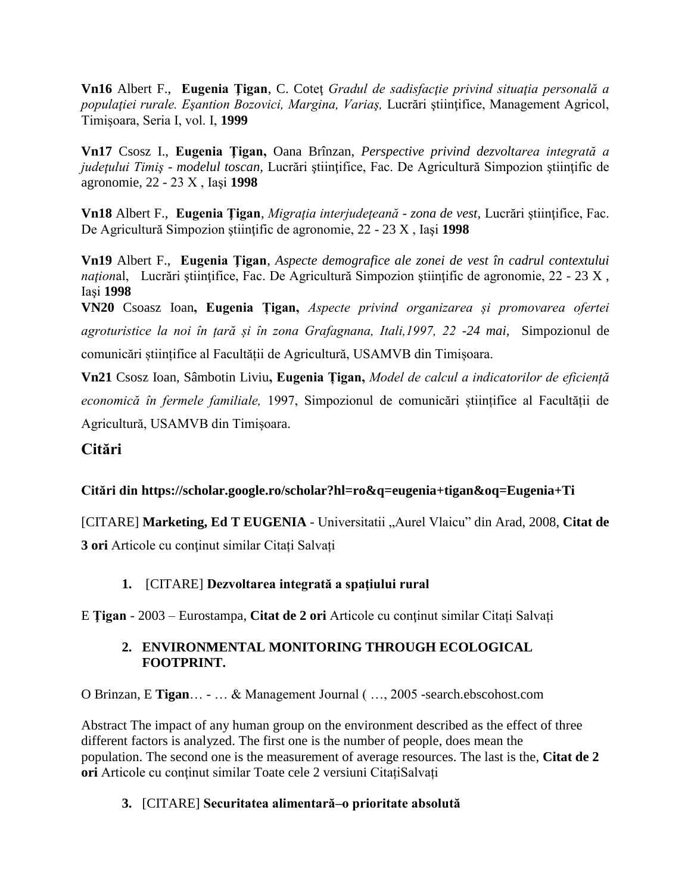**Vn16** Albert F., **Eugenia Ţigan**, C. Coteţ *Gradul de sadisfacţie privind situaţia personală a populaţiei rurale. Eşantion Bozovici, Margina, Variaş,* Lucrări ştiinţifice, Management Agricol, Timişoara, Seria I, vol. I, **1999**

**Vn17** Csosz I., **Eugenia Ţigan,** Oana Brînzan, *Perspective privind dezvoltarea integrată a judeţului Timiş - modelul toscan,* Lucrări ştiinţifice, Fac. De Agricultură Simpozion ştiinţific de agronomie, 22 - 23 X , Iaşi **1998**

**Vn18** Albert F., **Eugenia Ţigan**, *Migraţia interjudeţeană - zona de vest,* Lucrări ştiinţifice, Fac. De Agricultură Simpozion ştiinţific de agronomie, 22 - 23 X , Iaşi **1998**

**Vn19** Albert F., **Eugenia Ţigan**, *Aspecte demografice ale zonei de vest în cadrul contextului naţiona*l, Lucrări ştiinţifice, Fac. De Agricultură Simpozion ştiinţific de agronomie, 22 - 23 X , Iaşi **1998**

**VN20** Csoasz Ioan**, Eugenia Țigan,** *Aspecte privind organizarea și promovarea ofertei agroturistice la noi în țară și în zona Grafagnana, Itali,1997, 22 -24 mai,* Simpozionul de comunicări științifice al Facultății de Agricultură, USAMVB din Timișoara.

**Vn21** Csosz Ioan, Sâmbotin Liviu**, Eugenia Țigan,** *Model de calcul a indicatorilor de eficiență economică în fermele familiale,* 1997, Simpozionul de comunicări științifice al Facultății de Agricultură, USAMVB din Timișoara.

## Citări

**Citări din https://scholar.google.ro/scholar?hl=ro&q=eugenia+tigan&oq=Eugenia+Ti**

[CITARE] **Marketing, Ed T EUGENIA** - Universitatii „Aurel Vlaicu" din Arad, 2008, **Citat de 3 ori** Articole cu conţinut similar Citați Salvați

1. [CITARE] **Dezvoltarea integrată a spaţiului rural**

E **Ţigan** - 2003 – Eurostampa, **Citat de 2 ori** Articole cu conţinut similar Citați Salvați

2. **ENVIRONMENTAL MONITORING THROUGH ECOLOGICAL FOOTPRINT.**

O Brinzan, E **Tigan**… - … & Management Journal ( …, 2005 -search.ebscohost.com

Abstract The impact of any human group on the environment described as the effect of three different factors is analyzed. The first one is the number of people, does mean the population. The second one is the measurement of average resources. The last is the, **Citat de 2 ori** Articole cu conţinut similar Toate cele 2 versiuni CitațiSalvați

3. [CITARE] **Securitatea alimentară–o prioritate absolută**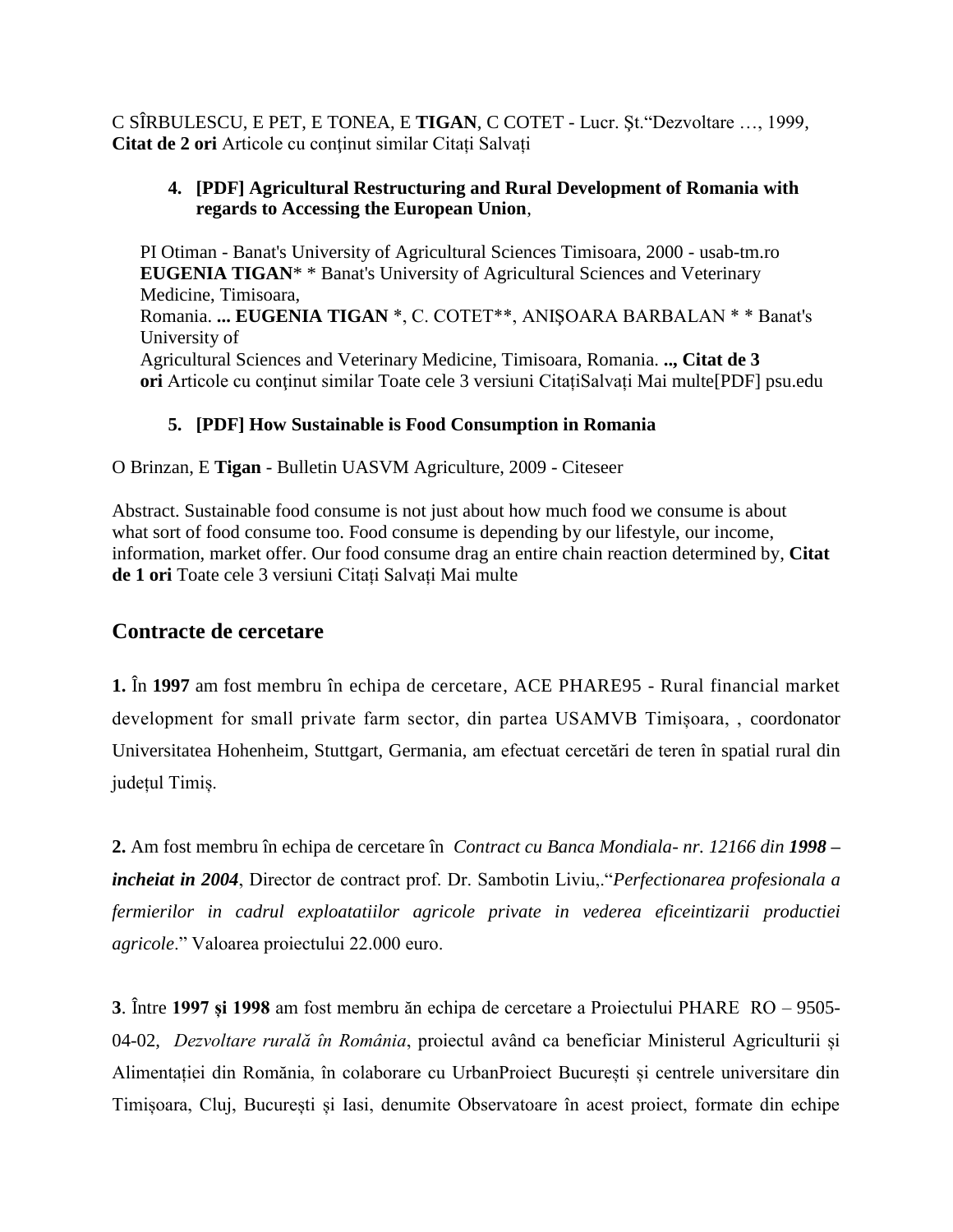C SÎRBULESCU, E PET, E TONEA, E **TIGAN**, C COTET - Lucr. Şt."Dezvoltare …, 1999, **Citat de 2 ori** Articole cu conţinut similar Citați Salvați

4. **[PDF] Agricultural Restructuring and Rural Development of Romania with regards to Accessing the European Union**,

PI Otiman - Banat's University of Agricultural Sciences Timisoara, 2000 - usab-tm.ro **EUGENIA TIGAN*** * Banat's University of Agricultural Sciences and Veterinary Medicine, Timisoara, Romania. **... EUGENIA TIGAN** *, C. COTET**, ANIŞOARA BARBALAN * * Banat's University of Agricultural Sciences and Veterinary Medicine, Timisoara, Romania. **.., Citat de 3 ori** Articole cu conţinut similar Toate cele 3 versiuni CitațiSalvați Mai multe[PDF] psu.edu

5. **[PDF] How Sustainable is Food Consumption in Romania**

O Brinzan, E **Tigan** - Bulletin UASVM Agriculture, 2009 - Citeseer

Abstract. Sustainable food consume is not just about how much food we consume is about what sort of food consume too. Food consume is depending by our lifestyle, our income, information, market offer. Our food consume drag an entire chain reaction determined by, **Citat de 1 ori** Toate cele 3 versiuni Citați Salvați Mai multe

## Contracte de cercetare

**1.** În **1997** am fost membru în echipa de cercetare, ACE PHARE95 - Rural financial market development for small private farm sector, din partea USAMVB Timișoara, , coordonator Universitatea Hohenheim, Stuttgart, Germania, am efectuat cercetări de teren în spatial rural din județul Timiș.

**2.** Am fost membru în echipa de cercetare în *Contract cu Banca Mondiala- nr. 12166 din **1998 – incheiat in 2004***, Director de contract prof. Dr. Sambotin Liviu,."*Perfectionarea profesionala a fermierilor in cadrul exploatatiilor agricole private in vederea eficeintizarii productiei agricole*." Valoarea proiectului 22.000 euro.

**3**. Între **1997 și 1998** am fost membru ăn echipa de cercetare a Proiectului PHARE RO – 9505-04-02, *Dezvoltare rurală în România*, proiectul având ca beneficiar Ministerul Agriculturii și Alimentației din Romănia, în colaborare cu UrbanProiect București și centrele universitare din Timișoara, Cluj, București și Iasi, denumite Observatoare în acest proiect, formate din echipe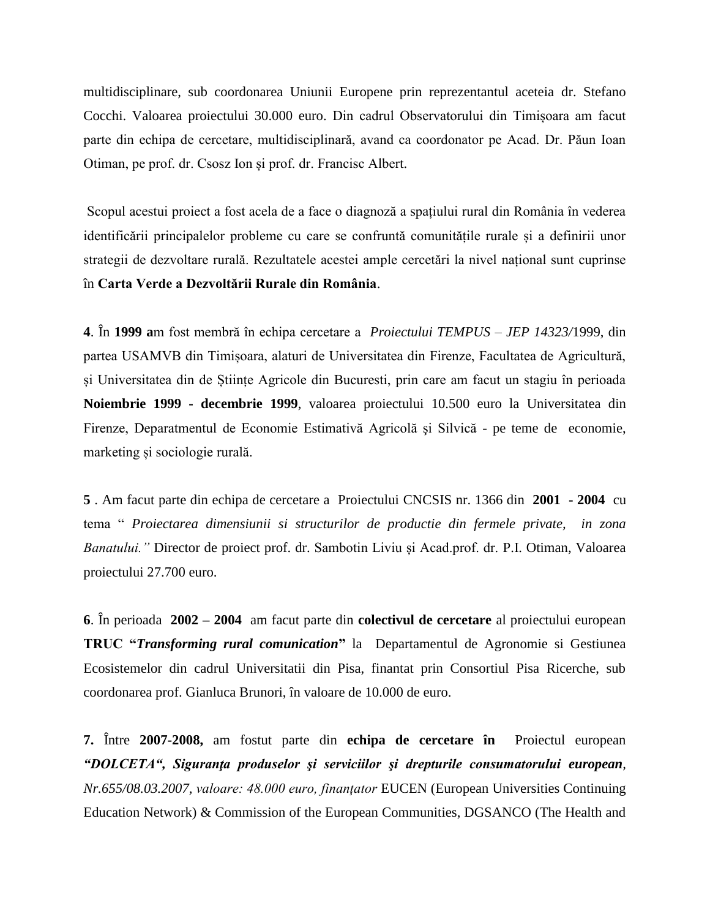multidisciplinare, sub coordonarea Uniunii Europene prin reprezentantul aceteia dr. Stefano Cocchi. Valoarea proiectului 30.000 euro. Din cadrul Observatorului din Timișoara am facut parte din echipa de cercetare, multidisciplinară, avand ca coordonator pe Acad. Dr. Păun Ioan Otiman, pe prof. dr. Csosz Ion și prof. dr. Francisc Albert.

Scopul acestui proiect a fost acela de a face o diagnoză a spațiului rural din România în vederea identificării principalelor probleme cu care se confruntă comunitățile rurale și a definirii unor strategii de dezvoltare rurală. Rezultatele acestei ample cercetări la nivel național sunt cuprinse în **Carta Verde a Dezvoltării Rurale din România**.

**4**. În **1999 a**m fost membră în echipa cercetare a *Proiectului TEMPUS – JEP 14323/*1999, din partea USAMVB din Timișoara, alaturi de Universitatea din Firenze, Facultatea de Agricultură, și Universitatea din de Științe Agricole din Bucuresti, prin care am facut un stagiu în perioada **Noiembrie 1999 - decembrie 1999**, valoarea proiectului 10.500 euro la Universitatea din Firenze, Deparatmentul de Economie Estimativă Agricolă şi Silvică - pe teme de economie, marketing și sociologie rurală.

**5** . Am facut parte din echipa de cercetare a Proiectului CNCSIS nr. 1366 din **2001 - 2004** cu tema " *Proiectarea dimensiunii si structurilor de productie din fermele private, in zona Banatului."* Director de proiect prof. dr. Sambotin Liviu și Acad.prof. dr. P.I. Otiman, Valoarea proiectului 27.700 euro.

**6**. În perioada **2002 – 2004** am facut parte din **colectivul de cercetare** al proiectului european **TRUC "*Transforming rural comunication*"** la Departamentul de Agronomie si Gestiunea Ecosistemelor din cadrul Universitatii din Pisa, finantat prin Consortiul Pisa Ricerche, sub coordonarea prof. Gianluca Brunori, în valoare de 10.000 de euro.

**7.** Între **2007-2008,** am fostut parte din **echipa de cercetare în** Proiectul european ***"DOLCETA", Siguranţa produselor şi serviciilor şi drepturile consumatorului european****, Nr.655/08.03.2007, valoare: 48.000 euro, finanţator* EUCEN (European Universities Continuing Education Network) & Commission of the European Communities, DGSANCO (The Health and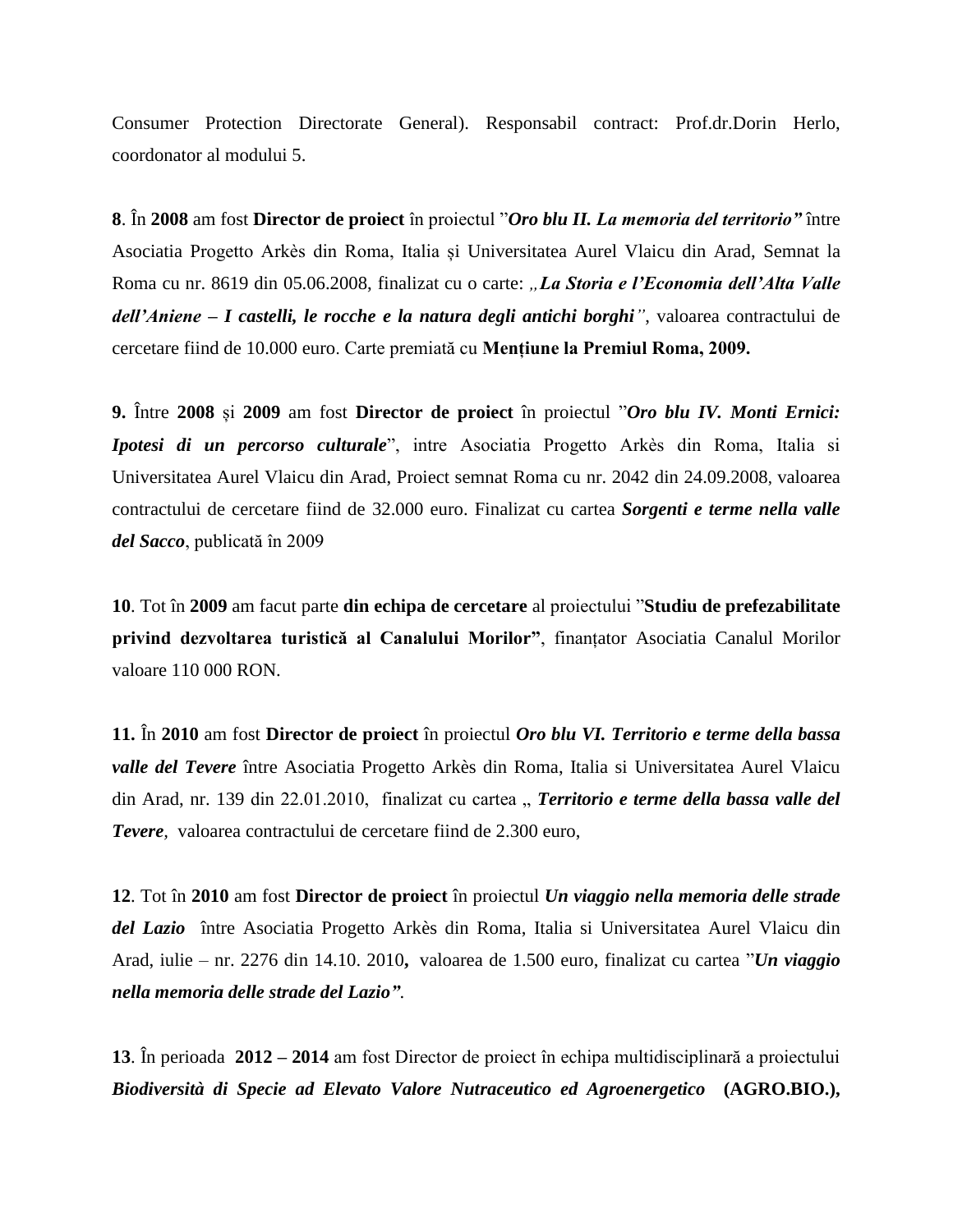Consumer Protection Directorate General). Responsabil contract: Prof.dr.Dorin Herlo, coordonator al modului 5.

**8**. În **2008** am fost **Director de proiect** în proiectul ”***Oro blu II. La memoria del territorio”*** între Asociatia Progetto Arkès din Roma, Italia și Universitatea Aurel Vlaicu din Arad, Semnat la Roma cu nr. 8619 din 05.06.2008, finalizat cu o carte: *„**La Storia e l'Economia dell'Alta Valle dell'Aniene – I castelli, le rocche e la natura degli antichi borghi**”*, valoarea contractului de cercetare fiind de 10.000 euro. Carte premiată cu **Mențiune la Premiul Roma, 2009.**

**9.** Între **2008** și **2009** am fost **Director de proiect** în proiectul ”***Oro blu IV. Monti Ernici: Ipotesi di un percorso culturale***”, intre Asociatia Progetto Arkès din Roma, Italia si Universitatea Aurel Vlaicu din Arad, Proiect semnat Roma cu nr. 2042 din 24.09.2008, valoarea contractului de cercetare fiind de 32.000 euro. Finalizat cu cartea ***Sorgenti e terme nella valle del Sacco***, publicată în 2009

**10**. Tot în **2009** am facut parte **din echipa de cercetare** al proiectului ”**Studiu de prefezabilitate privind dezvoltarea turistică al Canalului Morilor”**, finanțator Asociatia Canalul Morilor valoare 110 000 RON.

**11.** În **2010** am fost **Director de proiect** în proiectul ***Oro blu VI. Territorio e terme della bassa valle del Tevere*** între Asociatia Progetto Arkès din Roma, Italia si Universitatea Aurel Vlaicu din Arad, nr. 139 din 22.01.2010, finalizat cu cartea „ ***Territorio e terme della bassa valle del Tevere***, valoarea contractului de cercetare fiind de 2.300 euro,

**12**. Tot în **2010** am fost **Director de proiect** în proiectul ***Un viaggio nella memoria delle strade del Lazio*** între Asociatia Progetto Arkès din Roma, Italia si Universitatea Aurel Vlaicu din Arad, iulie – nr. 2276 din 14.10. 2010**,** valoarea de 1.500 euro, finalizat cu cartea ”***Un viaggio nella memoria delle strade del Lazio”***.

**13**. În perioada **2012 – 2014** am fost Director de proiect în echipa multidisciplinară a proiectului ***Biodiversità di Specie ad Elevato Valore Nutraceutico ed Agroenergetico*** **(AGRO.BIO.),**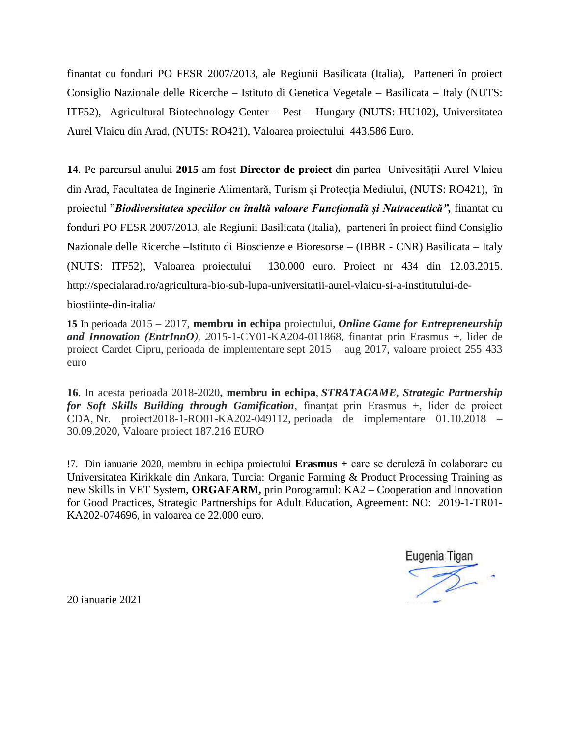finantat cu fonduri PO FESR 2007/2013, ale Regiunii Basilicata (Italia), Parteneri în proiect Consiglio Nazionale delle Ricerche – Istituto di Genetica Vegetale – Basilicata – Italy (NUTS: ITF52), Agricultural Biotechnology Center – Pest – Hungary (NUTS: HU102), Universitatea Aurel Vlaicu din Arad, (NUTS: RO421), Valoarea proiectului 443.586 Euro.

**14**. Pe parcursul anului **2015** am fost **Director de proiect** din partea Univesității Aurel Vlaicu din Arad, Facultatea de Inginerie Alimentară, Turism și Protecția Mediului, (NUTS: RO421), în proiectul "***Biodiversitatea speciilor cu înaltă valoare Funcțională și Nutraceutică",*** finantat cu fonduri PO FESR 2007/2013, ale Regiunii Basilicata (Italia), parteneri în proiect fiind Consiglio Nazionale delle Ricerche –Istituto di Bioscienze e Bioresorse – (IBBR - CNR) Basilicata – Italy (NUTS: ITF52), Valoarea proiectului 130.000 euro. Proiect nr 434 din 12.03.2015. http://specialarad.ro/agricultura-bio-sub-lupa-universitatii-aurel-vlaicu-si-a-institutului-de-biostiinte-din-italia/

**15** In perioada 2015 – 2017, **membru in echipa** proiectului, ***Online Game for Entrepreneurship and Innovation (EntrInnO)****, 2*015-1-CY01-KA204-011868, finantat prin Erasmus +, lider de proiect Cardet Cipru, perioada de implementare sept 2015 – aug 2017, valoare proiect 255 433 euro

**16**. In acesta perioada 2018-2020**, membru in echipa**, ***STRATAGAME, Strategic Partnership for Soft Skills Building through Gamification***, finanțat prin Erasmus +, lider de proiect CDA, Nr. proiect2018-1-RO01-KA202-049112, perioada de implementare 01.10.2018 – 30.09.2020, Valoare proiect 187.216 EURO

!7. Din ianuarie 2020, membru in echipa proiectului **Erasmus +** care se derulează în colaborare cu Universitatea Kirikkale din Ankara, Turcia: Organic Farming & Product Processing Training as new Skills in VET System, **ORGAFARM,** prin Porogramul: KA2 – Cooperation and Innovation for Good Practices, Strategic Partnerships for Adult Education, Agreement: NO: 2019-1-TR01-KA202-074696, in valoarea de 22.000 euro.

Eugenia Tigan

20 ianuarie 2021